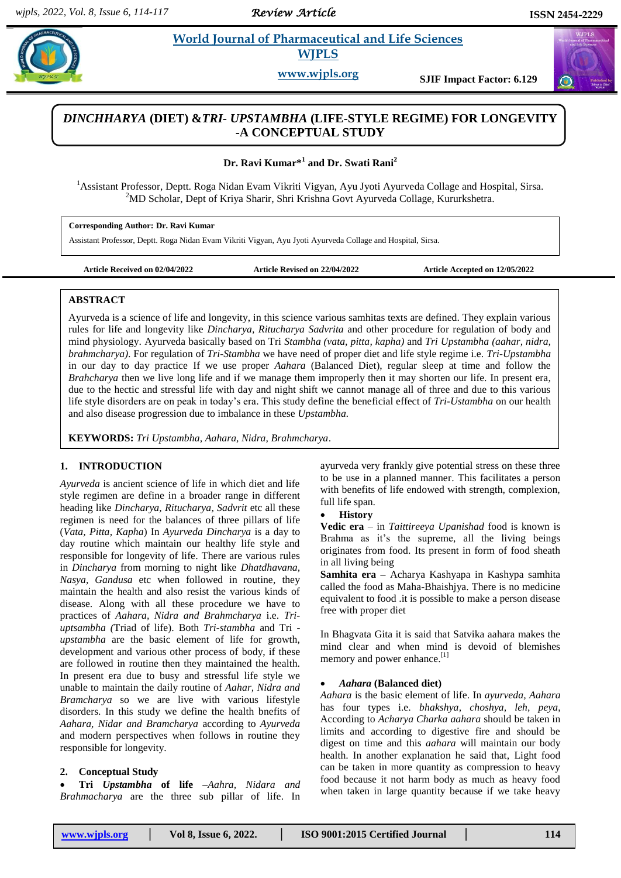# *DINCHHARYA* (DIET) &*TRI- UPSTAMBHA* (LIFE-STYLE REGIME) FOR LONGEVITY -A CONCEPTUAL STUDY

**Dr. Ravi Kumar*[1] and Dr. Swati Rani[2]**

[1]Assistant Professor, Deptt. Roga Nidan Evam Vikriti Vigyan, Ayu Jyoti Ayurveda Collage and Hospital, Sirsa.
[2]MD Scholar, Dept of Kriya Sharir, Shri Krishna Govt Ayurveda Collage, Kururkshetra.

**Corresponding Author: Dr. Ravi Kumar**
Assistant Professor, Deptt. Roga Nidan Evam Vikriti Vigyan, Ayu Jyoti Ayurveda Collage and Hospital, Sirsa.

**Article Received on 02/04/2022** **Article Revised on 22/04/2022** **Article Accepted on 12/05/2022**

## ABSTRACT

Ayurveda is a science of life and longevity, in this science various samhitas texts are defined. They explain various rules for life and longevity like *Dincharya, Ritucharya Sadvrita* and other procedure for regulation of body and mind physiology. Ayurveda basically based on Tri *Stambha (vata, pitta, kapha)* and *Tri Upstambha (aahar, nidra, brahmcharya).* For regulation of *Tri-Stambha* we have need of proper diet and life style regime i.e. *Tri-Upstambha* in our day to day practice If we use proper *Aahara* (Balanced Diet), regular sleep at time and follow the *Brahcharya* then we live long life and if we manage them improperly then it may shorten our life. In present era, due to the hectic and stressful life with day and night shift we cannot manage all of three and due to this various life style disorders are on peak in today's era. This study define the beneficial effect of *Tri-Ustambha* on our health and also disease progression due to imbalance in these *Upstambha.*

**KEYWORDS:** *Tri Upstambha, Aahara, Nidra, Brahmcharya*.

## 1. INTRODUCTION

*Ayurveda* is ancient science of life in which diet and life style regimen are define in a broader range in different heading like *Dincharya, Ritucharya, Sadvrit* etc all these regimen is need for the balances of three pillars of life (*Vata, Pitta, Kapha*) In *Ayurveda Dincharya* is a day to day routine which maintain our healthy life style and responsible for longevity of life. There are various rules in *Dincharya* from morning to night like *Dhatdhavana, Nasya, Gandusa* etc when followed in routine, they maintain the health and also resist the various kinds of disease. Along with all these procedure we have to practices of *Aahara, Nidra and Brahmcharya* i.e. *Tri-uptsambha (*Triad of life). Both *Tri-stambha* and Tri *-upstambha* are the basic element of life for growth, development and various other process of body, if these are followed in routine then they maintained the health. In present era due to busy and stressful life style we unable to maintain the daily routine of *Aahar, Nidra and Bramcharya* so we are live with various lifestyle disorders. In this study we define the health benfits of *Aahara, Nidar and Bramcharya* according to *Ayurveda* and modern perspectives when follows in routine they responsible for longevity.

## 2. Conceptual Study

- **Tri** ***Upstambha*** **of life** *–Aahra, Nidara and Brahmacharya* are the three sub pillar of life. In ayurveda very frankly give potential stress on these three to be use in a planned manner. This facilitates a person with benefits of life endowed with strength, complexion, full life span.

- **History**

**Vedic era** – in *Taittireeya Upanishad* food is known is Brahma as it's the supreme, all the living beings originates from food. Its present in form of food sheath in all living being

**Samhita era –** Acharya Kashyapa in Kashypa samhita called the food as Maha-Bhaishjya. There is no medicine equivalent to food .it is possible to make a person disease free with proper diet

In Bhagvata Gita it is said that Satvika aahara makes the mind clear and when mind is devoid of blemishes memory and power enhance.[1]

- ***Aahara*** **(Balanced diet)**

*Aahara* is the basic element of life. In *ayurveda, Aahara* has four types i.e. *bhakshya, choshya, leh, peya*, According to *Acharya Charka aahara* should be taken in limits and according to digestive fire and should be digest on time and this *aahara* will maintain our body health. In another explanation he said that, Light food can be taken in more quantity as compression to heavy food because it not harm body as much as heavy food when taken in large quantity because if we take heavy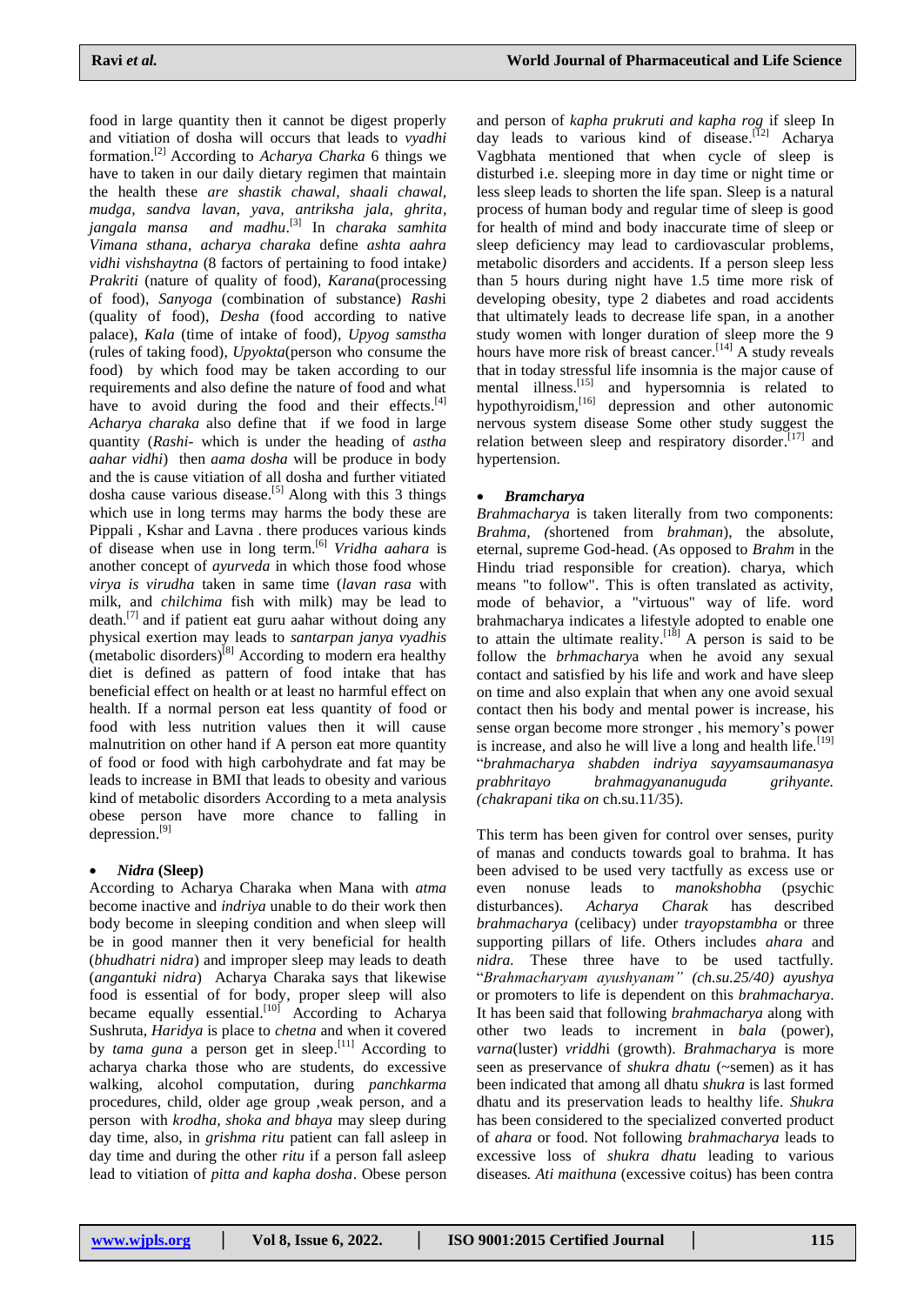food in large quantity then it cannot be digest properly and vitiation of dosha will occurs that leads to *vyadhi* formation.[2] According to *Acharya Charka* 6 things we have to taken in our daily dietary regimen that maintain the health these *are shastik chawal, shaali chawal, mudga, sandva lavan, yava, antriksha jala, ghrita, jangala mansa and madhu*.[3] In *charaka samhita Vimana sthana*, *acharya charaka* define *ashta aahra vidhi vishshaytna* (8 factors of pertaining to food intake*) Prakriti* (nature of quality of food), *Karana*(processing of food), *Sanyoga* (combination of substance) *Rashi* (quality of food), *Desha* (food according to native palace), *Kala* (time of intake of food), *Upyog samstha* (rules of taking food), *Upyokta*(person who consume the food) by which food may be taken according to our requirements and also define the nature of food and what have to avoid during the food and their effects.[4] *Acharya charaka* also define that if we food in large quantity (*Rashi*- which is under the heading of *astha aahar vidhi*) then *aama dosha* will be produce in body and the is cause vitiation of all dosha and further vitiated dosha cause various disease.[5] Along with this 3 things which use in long terms may harms the body these are Pippali , Kshar and Lavna . there produces various kinds of disease when use in long term.[6] *Vridha aahara* is another concept of *ayurveda* in which those food whose *virya is virudha* taken in same time (*lavan rasa* with milk, and *chilchima* fish with milk) may be lead to death.[7] and if patient eat guru aahar without doing any physical exertion may leads to *santarpan janya vyadhis* (metabolic disorders)[8] According to modern era healthy diet is defined as pattern of food intake that has beneficial effect on health or at least no harmful effect on health. If a normal person eat less quantity of food or food with less nutrition values then it will cause malnutrition on other hand if A person eat more quantity of food or food with high carbohydrate and fat may be leads to increase in BMI that leads to obesity and various kind of metabolic disorders According to a meta analysis obese person have more chance to falling in depression.[9]

- ***Nidra* (Sleep)**

According to Acharya Charaka when Mana with *atma* become inactive and *indriya* unable to do their work then body become in sleeping condition and when sleep will be in good manner then it very beneficial for health (*bhudhatri nidra*) and improper sleep may leads to death (*angantuki nidra*) Acharya Charaka says that likewise food is essential of for body, proper sleep will also became equally essential.[10] According to Acharya Sushruta, *Haridya* is place to *chetna* and when it covered by *tama guna* a person get in sleep.[11] According to acharya charka those who are students, do excessive walking, alcohol computation, during *panchkarma* procedures, child, older age group ,weak person, and a person with *krodha, shoka and bhaya* may sleep during day time, also, in *grishma ritu* patient can fall asleep in day time and during the other *ritu* if a person fall asleep lead to vitiation of *pitta and kapha dosha*. Obese person and person of *kapha prukruti and kapha rog* if sleep In day leads to various kind of disease.[12] Acharya Vagbhata mentioned that when cycle of sleep is disturbed i.e. sleeping more in day time or night time or less sleep leads to shorten the life span. Sleep is a natural process of human body and regular time of sleep is good for health of mind and body inaccurate time of sleep or sleep deficiency may lead to cardiovascular problems, metabolic disorders and accidents. If a person sleep less than 5 hours during night have 1.5 time more risk of developing obesity, type 2 diabetes and road accidents that ultimately leads to decrease life span, in a another study women with longer duration of sleep more the 9 hours have more risk of breast cancer.[14] A study reveals that in today stressful life insomnia is the major cause of mental illness.[15] and hypersomnia is related to hypothyroidism,[16] depression and other autonomic nervous system disease Some other study suggest the relation between sleep and respiratory disorder.[17] and hypertension.

- ***Bramcharya***

*Brahmacharya* is taken literally from two components: *Brahma*, *(*shortened from *brahman*), the absolute, eternal, supreme God-head. (As opposed to *Brahm* in the Hindu triad responsible for creation). charya, which means "to follow". This is often translated as activity, mode of behavior, a "virtuous" way of life. word brahmacharya indicates a lifestyle adopted to enable one to attain the ultimate reality.[18] A person is said to be follow the *brhmacharya* when he avoid any sexual contact and satisfied by his life and work and have sleep on time and also explain that when any one avoid sexual contact then his body and mental power is increase, his sense organ become more stronger , his memory's power is increase, and also he will live a long and health life.[19] "*brahmacharya shabden indriya sayyamsaumanasya prabhritayo brahmagyananuguda grihyante. (chakrapani tika on* ch.su.11/35).

This term has been given for control over senses, purity of manas and conducts towards goal to brahma. It has been advised to be used very tactfully as excess use or even nonuse leads to *manokshobha* (psychic disturbances). *Acharya Charak* has described *brahmacharya* (celibacy) under *trayopstambha* or three supporting pillars of life. Others includes *ahara* and *nidra.* These three have to be used tactfully. "*Brahmacharyam ayushyanam" (ch.su.25/40) ayushya* or promoters to life is dependent on this *brahmacharya*. It has been said that following *brahmacharya* along with other two leads to increment in *bala* (power), *varna*(luster) *vriddhi* (growth). *Brahmacharya* is more seen as preservance of *shukra dhatu* (~semen) as it has been indicated that among all dhatu *shukra* is last formed dhatu and its preservation leads to healthy life. *Shukra* has been considered to the specialized converted product of *ahara* or food. Not following *brahmacharya* leads to excessive loss of *shukra dhatu* leading to various diseases*. Ati maithuna* (excessive coitus) has been contra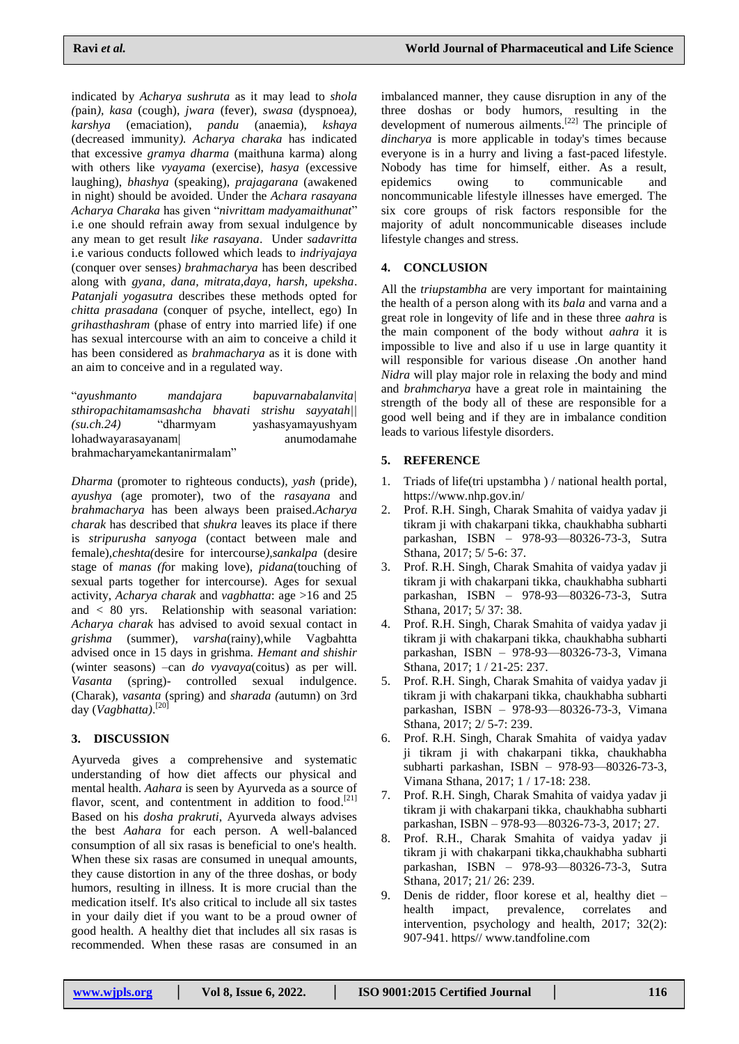indicated by *Acharya sushruta* as it may lead to *shola (*pain*)*, *kasa* (cough), *jwara* (fever), *swasa* (dyspnoea*)*, *karshya* (emaciation), *pandu* (anaemia), *kshaya* (decreased immunity*)*. *Acharya charaka* has indicated that excessive *gramya dharma* (maithuna karma) along with others like *vyayama* (exercise), *hasya* (excessive laughing), *bhashya* (speaking), *prajagarana* (awakened in night) should be avoided. Under the *Achara rasayana Acharya Charaka* has given "*nivrittam madyamaithunat*" i.e one should refrain away from sexual indulgence by any mean to get result *like rasayana*. Under *sadavritta* i.e various conducts followed which leads to *indriyajaya* (conquer over senses*) brahmacharya* has been described along with *gyana, dana, mitrata,daya, harsh, upeksha*. *Patanjali yogasutra* describes these methods opted for *chitta prasadana* (conquer of psyche, intellect, ego) In *grihasthashram* (phase of entry into married life) if one has sexual intercourse with an aim to conceive a child it has been considered as *brahmacharya* as it is done with an aim to conceive and in a regulated way.

"*ayushmanto mandajara bapuvarnabalanvita| sthiropachitamamsashcha bhavati strishu sayyatah|| (su.ch.24)* "dharmyam yashasyamayushyam lohadwayarasayanam| anumodamahe brahmacharyamekantanirmalam"

*Dharma* (promoter to righteous conducts), *yash* (pride), *ayushya* (age promoter), two of the *rasayana* and *brahmacharya* has been always been praised.*Acharya charak* has described that *shukra* leaves its place if there is *stripurusha sanyoga* (contact between male and female),*cheshta(*desire for intercourse*)*,*sankalpa* (desire stage of *manas (f*or making love), *pidana*(touching of sexual parts together for intercourse). Ages for sexual activity, *Acharya charak* and *vagbhatta*: age >16 and 25 and < 80 yrs. Relationship with seasonal variation: *Acharya charak* has advised to avoid sexual contact in *grishma* (summer), *varsha*(rainy),while Vagbahtta advised once in 15 days in grishma. *Hemant and shishir* (winter seasons) –can *do vyavaya*(coitus) as per will. *Vasanta* (spring)- controlled sexual indulgence. (Charak), *vasanta* (spring) and *sharada (*autumn) on 3rd day (*Vagbhatta)*.[20]

## 3. DISCUSSION

Ayurveda gives a comprehensive and systematic understanding of how diet affects our physical and mental health. *Aahara* is seen by Ayurveda as a source of flavor, scent, and contentment in addition to food.[21] Based on his *dosha prakruti*, Ayurveda always advises the best *Aahara* for each person. A well-balanced consumption of all six rasas is beneficial to one's health. When these six rasas are consumed in unequal amounts, they cause distortion in any of the three doshas, or body humors, resulting in illness. It is more crucial than the medication itself. It's also critical to include all six tastes in your daily diet if you want to be a proud owner of good health. A healthy diet that includes all six rasas is recommended. When these rasas are consumed in an imbalanced manner, they cause disruption in any of the three doshas or body humors, resulting in the development of numerous ailments.[22] The principle of *dincharya* is more applicable in today's times because everyone is in a hurry and living a fast-paced lifestyle. Nobody has time for himself, either. As a result, epidemics owing to communicable and noncommunicable lifestyle illnesses have emerged. The six core groups of risk factors responsible for the majority of adult noncommunicable diseases include lifestyle changes and stress.

## 4. CONCLUSION

All the *triupstambha* are very important for maintaining the health of a person along with its *bala* and varna and a great role in longevity of life and in these three *aahra* is the main component of the body without *aahra* it is impossible to live and also if u use in large quantity it will responsible for various disease .On another hand *Nidra* will play major role in relaxing the body and mind and *brahmcharya* have a great role in maintaining the strength of the body all of these are responsible for a good well being and if they are in imbalance condition leads to various lifestyle disorders.

## 5. REFERENCE

1. Triads of life(tri upstambha ) / national health portal, https://www.nhp.gov.in/
2. Prof. R.H. Singh, Charak Smahita of vaidya yadav ji tikram ji with chakarpani tikka, chaukhabha subharti parkashan, ISBN – 978-93—80326-73-3, Sutra Sthana, 2017; 5/ 5-6: 37.
3. Prof. R.H. Singh, Charak Smahita of vaidya yadav ji tikram ji with chakarpani tikka, chaukhabha subharti parkashan, ISBN – 978-93—80326-73-3, Sutra Sthana, 2017; 5/ 37: 38.
4. Prof. R.H. Singh, Charak Smahita of vaidya yadav ji tikram ji with chakarpani tikka, chaukhabha subharti parkashan, ISBN – 978-93—80326-73-3, Vimana Sthana, 2017; 1 / 21-25: 237.
5. Prof. R.H. Singh, Charak Smahita of vaidya yadav ji tikram ji with chakarpani tikka, chaukhabha subharti parkashan, ISBN – 978-93—80326-73-3, Vimana Sthana, 2017; 2/ 5-7: 239.
6. Prof. R.H. Singh, Charak Smahita of vaidya yadav ji tikram ji with chakarpani tikka, chaukhabha subharti parkashan, ISBN – 978-93—80326-73-3, Vimana Sthana, 2017; 1 / 17-18: 238.
7. Prof. R.H. Singh, Charak Smahita of vaidya yadav ji tikram ji with chakarpani tikka, chaukhabha subharti parkashan, ISBN – 978-93—80326-73-3, 2017; 27.
8. Prof. R.H., Charak Smahita of vaidya yadav ji tikram ji with chakarpani tikka,chaukhabha subharti parkashan, ISBN – 978-93—80326-73-3, Sutra Sthana, 2017; 21/ 26: 239.
9. Denis de ridder, floor korese et al, healthy diet – health impact, prevalence, correlates and intervention, psychology and health, 2017; 32(2): 907-941. https// www.tandfoline.com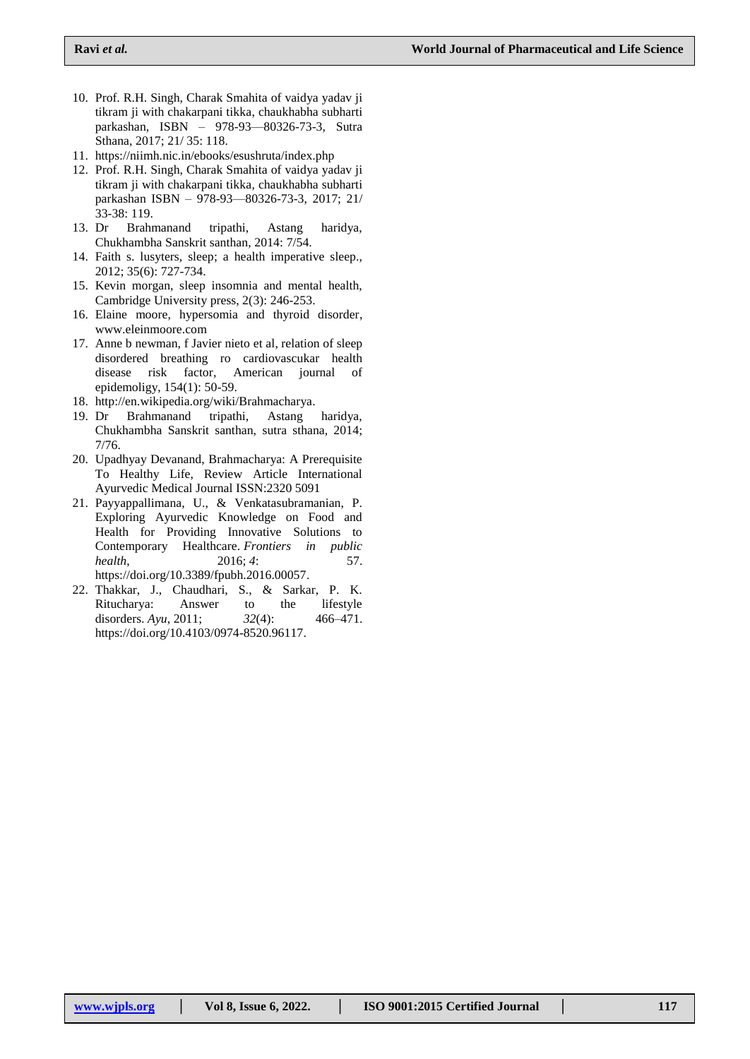10. Prof. R.H. Singh, Charak Smahita of vaidya yadav ji tikram ji with chakarpani tikka, chaukhabha subharti parkashan, ISBN – 978-93—80326-73-3, Sutra Sthana, 2017; 21/ 35: 118.
11. https://niimh.nic.in/ebooks/esushruta/index.php
12. Prof. R.H. Singh, Charak Smahita of vaidya yadav ji tikram ji with chakarpani tikka, chaukhabha subharti parkashan ISBN – 978-93—80326-73-3, 2017; 21/ 33-38: 119.
13. Dr Brahmanand tripathi, Astang haridya, Chukhambha Sanskrit santhan, 2014: 7/54.
14. Faith s. lusyters, sleep; a health imperative sleep., 2012; 35(6): 727-734.
15. Kevin morgan, sleep insomnia and mental health, Cambridge University press, 2(3): 246-253.
16. Elaine moore, hypersomia and thyroid disorder, www.eleinmoore.com
17. Anne b newman, f Javier nieto et al, relation of sleep disordered breathing ro cardiovascukar health disease risk factor, American journal of epidemoligy, 154(1): 50-59.
18. http://en.wikipedia.org/wiki/Brahmacharya.
19. Dr Brahmanand tripathi, Astang haridya, Chukhambha Sanskrit santhan, sutra sthana, 2014; 7/76.
20. Upadhyay Devanand, Brahmacharya: A Prerequisite To Healthy Life, Review Article International Ayurvedic Medical Journal ISSN:2320 5091
21. Payyappallimana, U., & Venkatasubramanian, P. Exploring Ayurvedic Knowledge on Food and Health for Providing Innovative Solutions to Contemporary Healthcare. *Frontiers in public health*, 2016; *4*: 57. https://doi.org/10.3389/fpubh.2016.00057.
22. Thakkar, J., Chaudhari, S., & Sarkar, P. K. Ritucharya: Answer to the lifestyle disorders. *Ayu*, 2011; *32*(4): 466–471. https://doi.org/10.4103/0974-8520.96117.